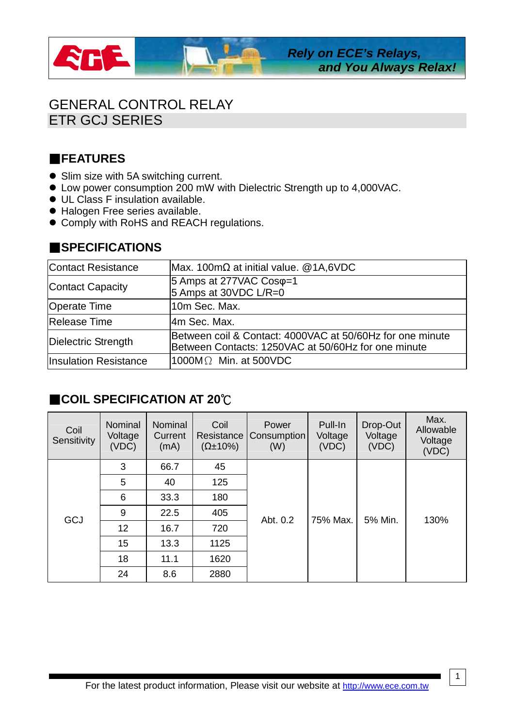Rely on ECE's Relays, and You Always Relax!

# GENERAL CONTROL RELAY
## ETR GCJ SERIES

## ■FEATURES

- Slim size with 5A switching current.
- Low power consumption 200 mW with Dielectric Strength up to 4,000VAC.
- UL Class F insulation available.
- Halogen Free series available.
- Comply with RoHS and REACH regulations.

## ■SPECIFICATIONS

| | |
|---|---|
| Contact Resistance | Max. 100mΩ at initial value. @1A,6VDC |
| Contact Capacity | 5 Amps at 277VAC Cosφ=1<br>5 Amps at 30VDC L/R=0 |
| Operate Time | 10m Sec. Max. |
| Release Time | 4m Sec. Max. |
| Dielectric Strength | Between coil & Contact: 4000VAC at 50/60Hz for one minute<br>Between Contacts: 1250VAC at 50/60Hz for one minute |
| Insulation Resistance | 1000MΩ Min. at 500VDC |

## ■COIL SPECIFICATION AT 20℃

| Coil Sensitivity | Nominal Voltage (VDC) | Nominal Current (mA) | Coil Resistance (Ω±10%) | Power Consumption (W) | Pull-In Voltage (VDC) | Drop-Out Voltage (VDC) | Max. Allowable Voltage (VDC) |
|---|---|---|---|---|---|---|---|
| GCJ | 3 | 66.7 | 45 | Abt. 0.2 | 75% Max. | 5% Min. | 130% |
| | 5 | 40 | 125 | | | | |
| | 6 | 33.3 | 180 | | | | |
| | 9 | 22.5 | 405 | | | | |
| | 12 | 16.7 | 720 | | | | |
| | 15 | 13.3 | 1125 | | | | |
| | 18 | 11.1 | 1620 | | | | |
| | 24 | 8.6 | 2880 | | | | |

For the latest product information, Please visit our website at http://www.ece.com.tw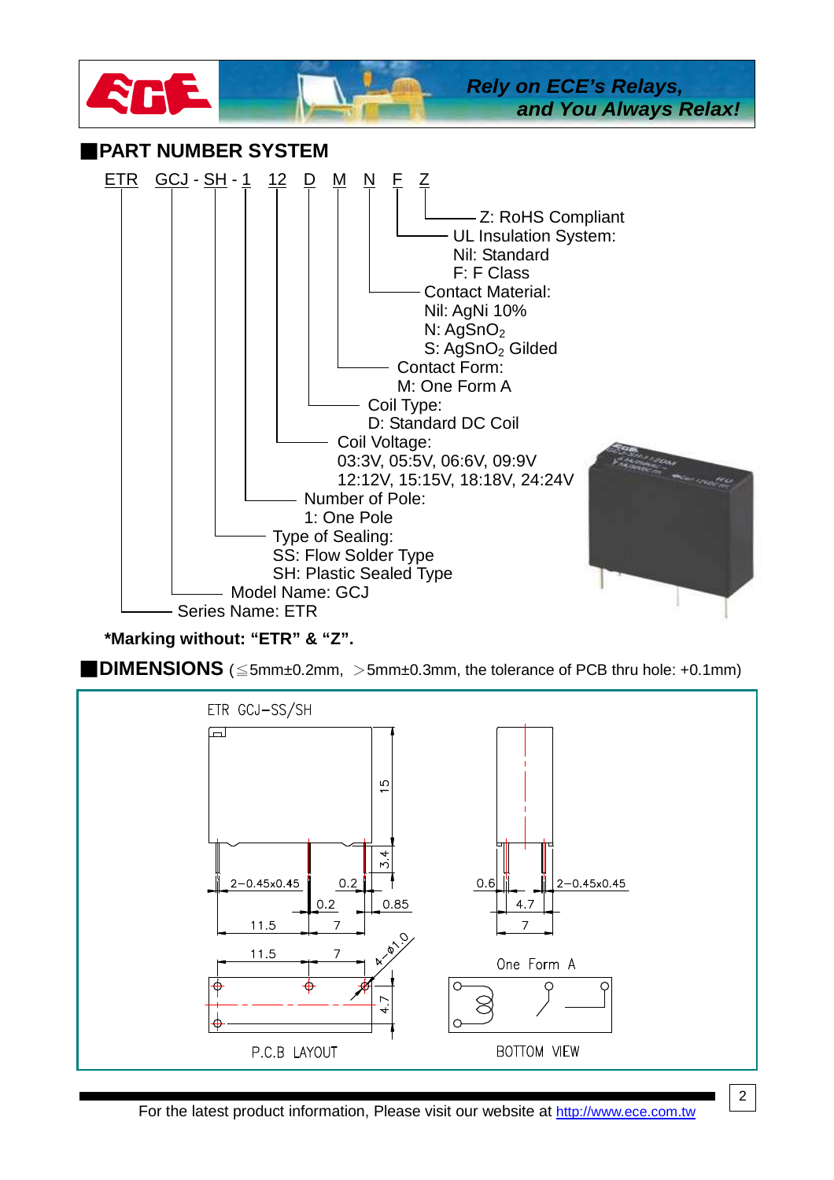## PART NUMBER SYSTEM

ETR GCJ - SH - 1 12 D M N F Z

- Z: RoHS Compliant
- UL Insulation System:
  - Nil: Standard
  - F: F Class
- Contact Material:
  - Nil: AgNi 10%
  - N: $AgSnO_2$
  - S: $AgSnO_2$ Gilded
- Contact Form:
  - M: One Form A
- Coil Type:
  - D: Standard DC Coil
- Coil Voltage:
  - 03:3V, 05:5V, 06:6V, 09:9V
  - 12:12V, 15:15V, 18:18V, 24:24V
- Number of Pole:
  - 1: One Pole
- Type of Sealing:
  - SS: Flow Solder Type
  - SH: Plastic Sealed Type
- Model Name: GCJ
- Series Name: ETR

**\*Marking without: "ETR" & "Z".**

## DIMENSIONS (≦5mm±0.2mm, ＞5mm±0.3mm, the tolerance of PCB thru hole: +0.1mm)

ETR GCJ–SS/SH

15
3.4
2–0.45x0.45
0.2
0.2
0.85
11.5
7
0.6
2–0.45x0.45
4.7
7

11.5
7
4–ø1.0
4.7

P.C.B LAYOUT

One Form A

BOTTOM VIEW

For the latest product information, Please visit our website at http://www.ece.com.tw